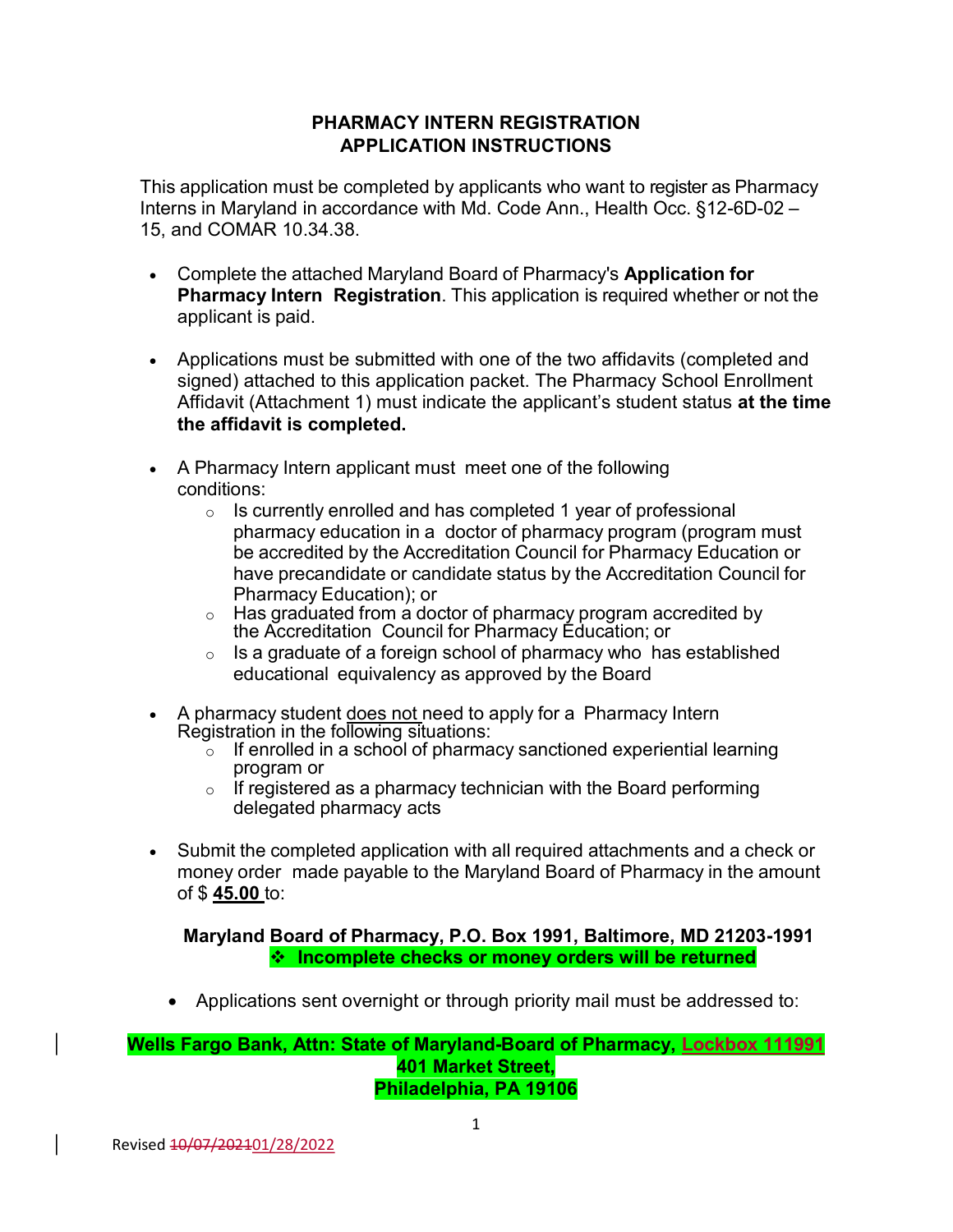# PHARMACY INTERN REGISTRATION
# APPLICATION INSTRUCTIONS

This application must be completed by applicants who want to register as Pharmacy Interns in Maryland in accordance with Md. Code Ann., Health Occ. §12-6D-02 – 15, and COMAR 10.34.38.

- Complete the attached Maryland Board of Pharmacy's **Application for Pharmacy Intern Registration**. This application is required whether or not the applicant is paid.

- Applications must be submitted with one of the two affidavits (completed and signed) attached to this application packet. The Pharmacy School Enrollment Affidavit (Attachment 1) must indicate the applicant's student status **at the time the affidavit is completed.**

- A Pharmacy Intern applicant must meet one of the following conditions:
  - Is currently enrolled and has completed 1 year of professional pharmacy education in a doctor of pharmacy program (program must be accredited by the Accreditation Council for Pharmacy Education or have precandidate or candidate status by the Accreditation Council for Pharmacy Education); or
  - Has graduated from a doctor of pharmacy program accredited by the Accreditation Council for Pharmacy Education; or
  - Is a graduate of a foreign school of pharmacy who has established educational equivalency as approved by the Board

- A pharmacy student does not need to apply for a Pharmacy Intern Registration in the following situations:
  - If enrolled in a school of pharmacy sanctioned experiential learning program or
  - If registered as a pharmacy technician with the Board performing delegated pharmacy acts

- Submit the completed application with all required attachments and a check or money order made payable to the Maryland Board of Pharmacy in the amount of $ **45.00** to:

**Maryland Board of Pharmacy, P.O. Box 1991, Baltimore, MD 21203-1991**

**❖ Incomplete checks or money orders will be returned**

- Applications sent overnight or through priority mail must be addressed to:

**Wells Fargo Bank, Attn: State of Maryland-Board of Pharmacy, Lockbox 111991**
**401 Market Street,**
**Philadelphia, PA 19106**

Revised ~~10/07/2021~~01/28/2022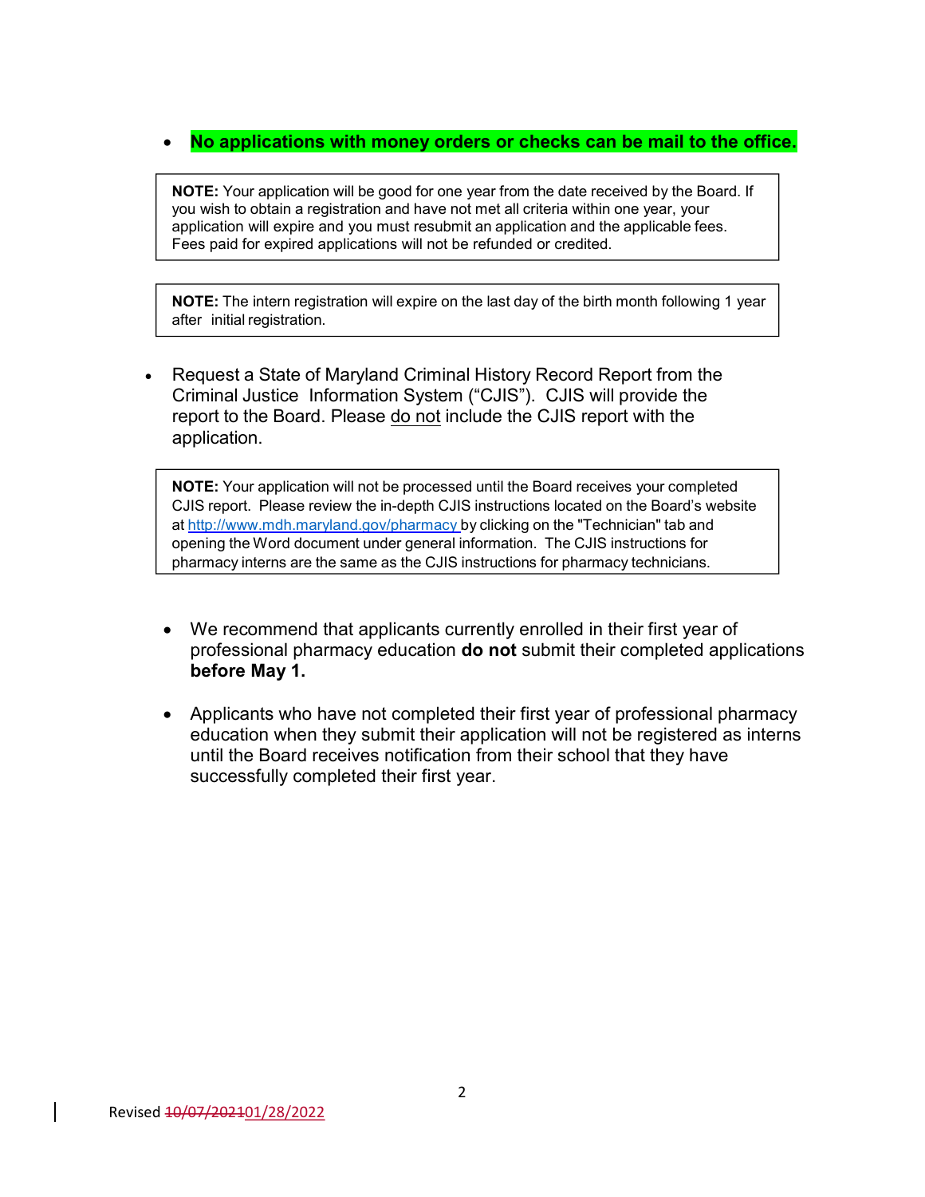- **No applications with money orders or checks can be mail to the office.**

> **NOTE:** Your application will be good for one year from the date received by the Board. If you wish to obtain a registration and have not met all criteria within one year, your application will expire and you must resubmit an application and the applicable fees. Fees paid for expired applications will not be refunded or credited.

> **NOTE:** The intern registration will expire on the last day of the birth month following 1 year after initial registration.

- Request a State of Maryland Criminal History Record Report from the Criminal Justice Information System ("CJIS"). CJIS will provide the report to the Board. Please <u>do not</u> include the CJIS report with the application.

> **NOTE:** Your application will not be processed until the Board receives your completed CJIS report. Please review the in-depth CJIS instructions located on the Board's website at http://www.mdh.maryland.gov/pharmacy by clicking on the "Technician" tab and opening the Word document under general information. The CJIS instructions for pharmacy interns are the same as the CJIS instructions for pharmacy technicians.

- We recommend that applicants currently enrolled in their first year of professional pharmacy education **do not** submit their completed applications **before May 1.**

- Applicants who have not completed their first year of professional pharmacy education when they submit their application will not be registered as interns until the Board receives notification from their school that they have successfully completed their first year.

Revised ~~10/07/2021~~01/28/2022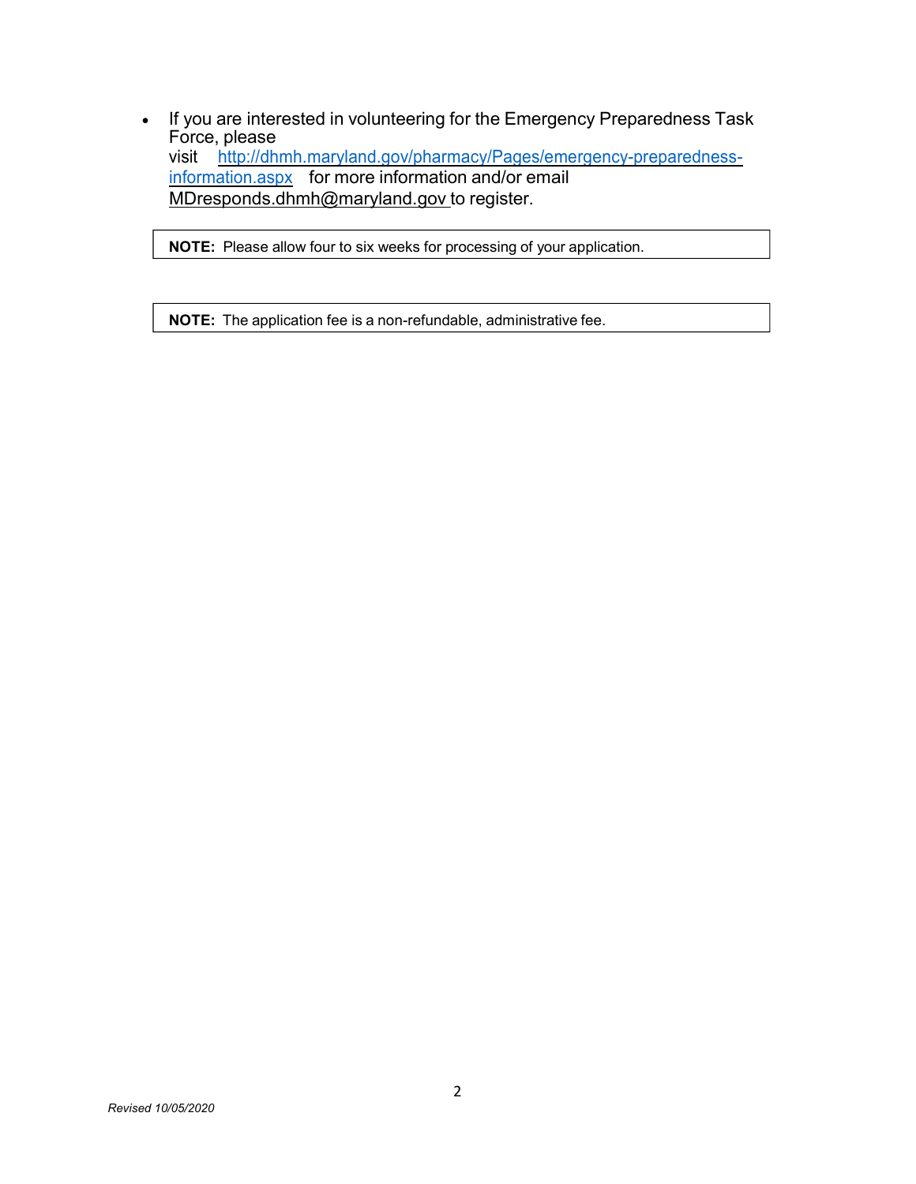- If you are interested in volunteering for the Emergency Preparedness Task Force, please visit http://dhmh.maryland.gov/pharmacy/Pages/emergency-preparedness-information.aspx for more information and/or email MDresponds.dhmh@maryland.gov to register.

**NOTE:** Please allow four to six weeks for processing of your application.

**NOTE:** The application fee is a non-refundable, administrative fee.

*Revised 10/05/2020*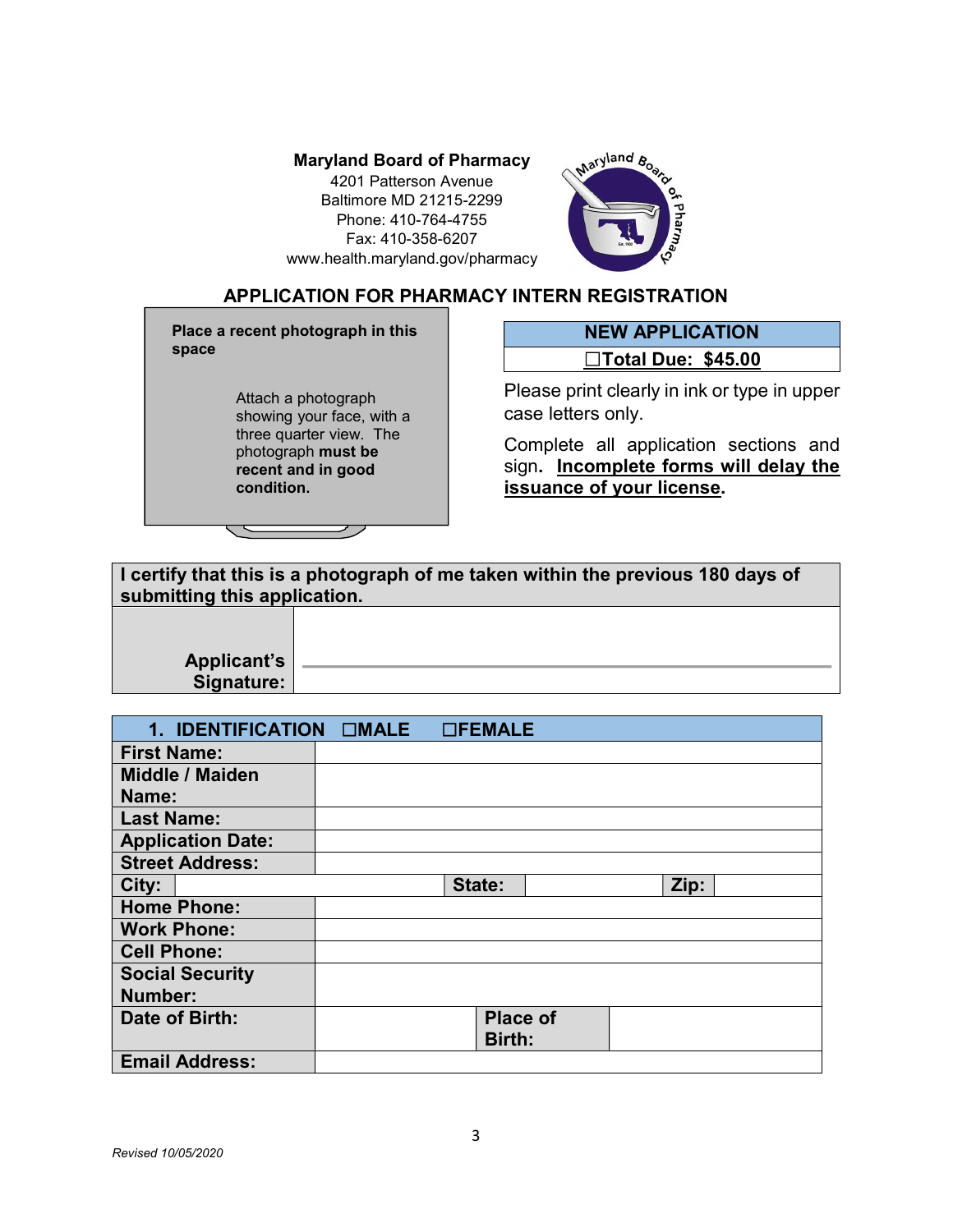**Maryland Board of Pharmacy**
4201 Patterson Avenue
Baltimore MD 21215-2299
Phone: 410-764-4755
Fax: 410-358-6207
www.health.maryland.gov/pharmacy

## APPLICATION FOR PHARMACY INTERN REGISTRATION

**Place a recent photograph in this space**

Attach a photograph showing your face, with a three quarter view. The photograph **must be recent and in good condition.**

| NEW APPLICATION |
| --- |
| ☐**Total Due: $45.00** |

Please print clearly in ink or type in upper case letters only.

Complete all application sections and sign. **Incomplete forms will delay the issuance of your license.**

| I certify that this is a photograph of me taken within the previous 180 days of submitting this application. | |
| --- | --- |
| **Applicant's Signature:** | |

| 1. IDENTIFICATION ☐MALE ☐FEMALE | | | | | |
| --- | --- | --- | --- | --- | --- |
| **First Name:** | | | | | |
| **Middle / Maiden Name:** | | | | | |
| **Last Name:** | | | | | |
| **Application Date:** | | | | | |
| **Street Address:** | | | | | |
| **City:** | | **State:** | | **Zip:** | |
| **Home Phone:** | | | | | |
| **Work Phone:** | | | | | |
| **Cell Phone:** | | | | | |
| **Social Security Number:** | | | | | |
| **Date of Birth:** | | **Place of Birth:** | | | |
| **Email Address:** | | | | | |

*Revised 10/05/2020*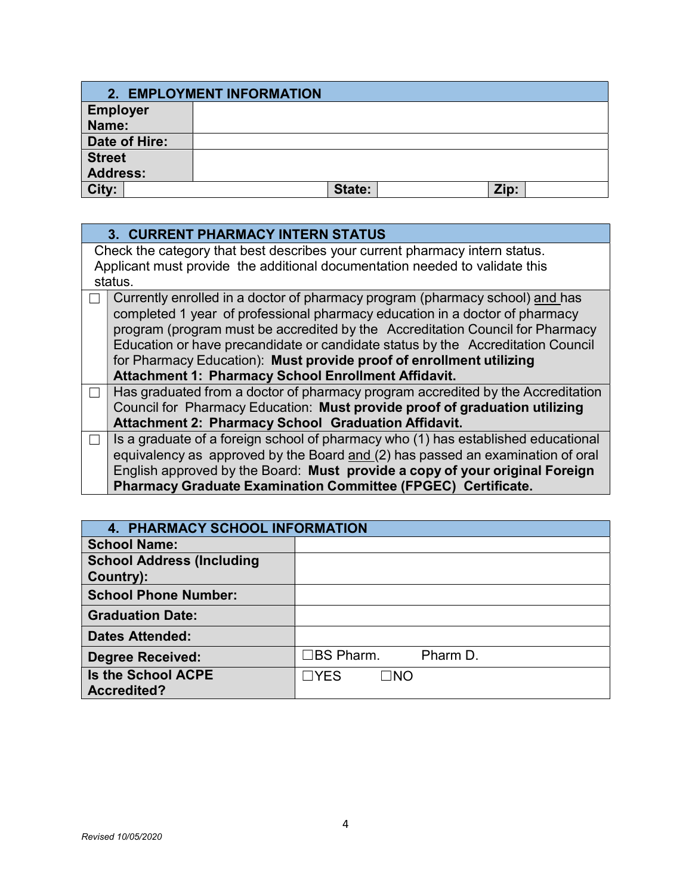## 2. EMPLOYMENT INFORMATION

| | | | | | |
|---|---|---|---|---|---|
| **Employer Name:** | | | | | |
| **Date of Hire:** | | | | | |
| **Street Address:** | | | | | |
| **City:** | | **State:** | | **Zip:** | |

## 3. CURRENT PHARMACY INTERN STATUS

Check the category that best describes your current pharmacy intern status. Applicant must provide the additional documentation needed to validate this status.

| | |
|---|---|
| ☐ | Currently enrolled in a doctor of pharmacy program (pharmacy school) and has completed 1 year of professional pharmacy education in a doctor of pharmacy program (program must be accredited by the Accreditation Council for Pharmacy Education or have precandidate or candidate status by the Accreditation Council for Pharmacy Education): **Must provide proof of enrollment utilizing Attachment 1: Pharmacy School Enrollment Affidavit.** |
| ☐ | Has graduated from a doctor of pharmacy program accredited by the Accreditation Council for Pharmacy Education: **Must provide proof of graduation utilizing Attachment 2: Pharmacy School Graduation Affidavit.** |
| ☐ | Is a graduate of a foreign school of pharmacy who (1) has established educational equivalency as approved by the Board and (2) has passed an examination of oral English approved by the Board: **Must provide a copy of your original Foreign Pharmacy Graduate Examination Committee (FPGEC) Certificate.** |

## 4. PHARMACY SCHOOL INFORMATION

| | |
|---|---|
| **School Name:** | |
| **School Address (Including Country):** | |
| **School Phone Number:** | |
| **Graduation Date:** | |
| **Dates Attended:** | |
| **Degree Received:** | ☐BS Pharm. Pharm D. |
| **Is the School ACPE Accredited?** | ☐YES ☐NO |

*Revised 10/05/2020*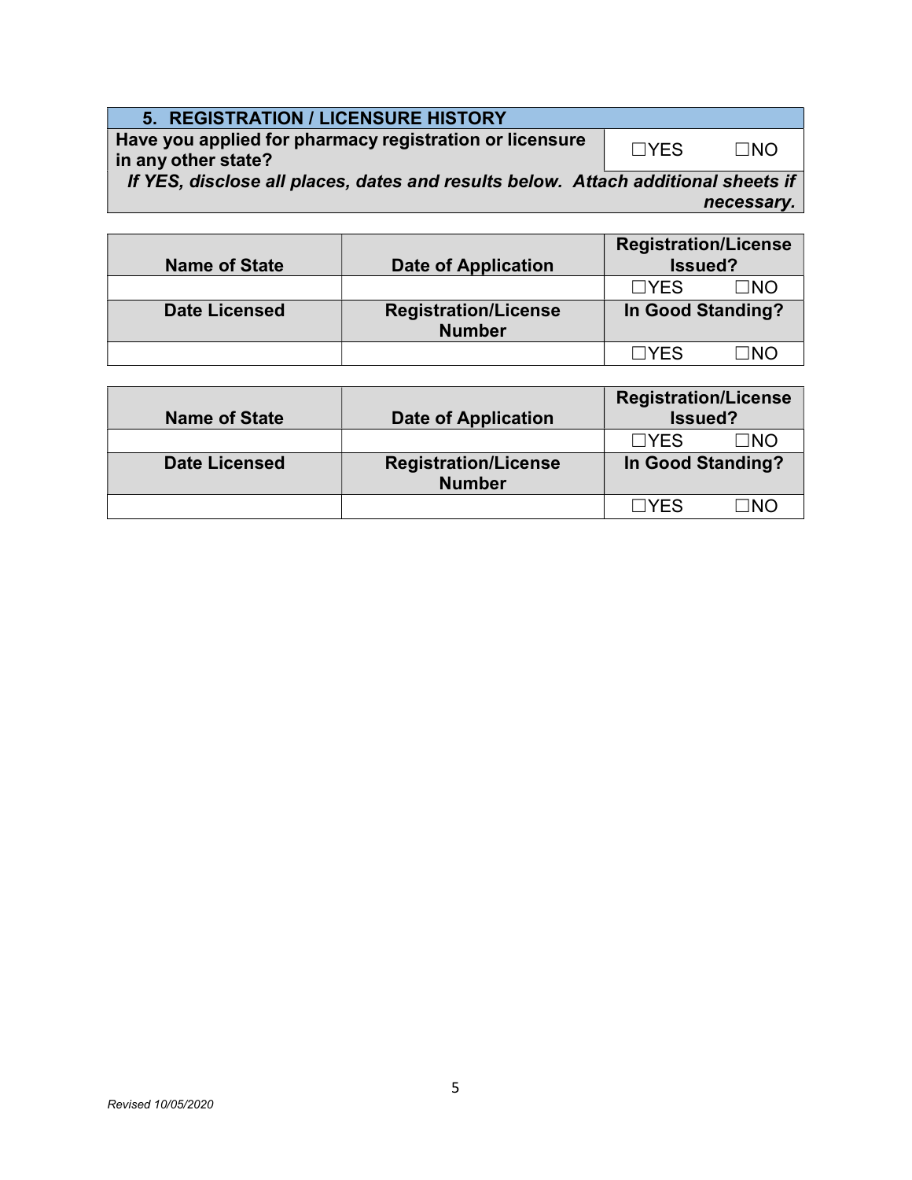## 5. REGISTRATION / LICENSURE HISTORY

| Have you applied for pharmacy registration or licensure in any other state? | ☐YES ☐NO |
|---|---|

***If YES, disclose all places, dates and results below. Attach additional sheets if necessary.***

| Name of State | Date of Application | Registration/License Issued? |
|---|---|---|
| | | ☐YES ☐NO |
| **Date Licensed** | **Registration/License Number** | **In Good Standing?** |
| | | ☐YES ☐NO |

| Name of State | Date of Application | Registration/License Issued? |
|---|---|---|
| | | ☐YES ☐NO |
| **Date Licensed** | **Registration/License Number** | **In Good Standing?** |
| | | ☐YES ☐NO |

*Revised 10/05/2020*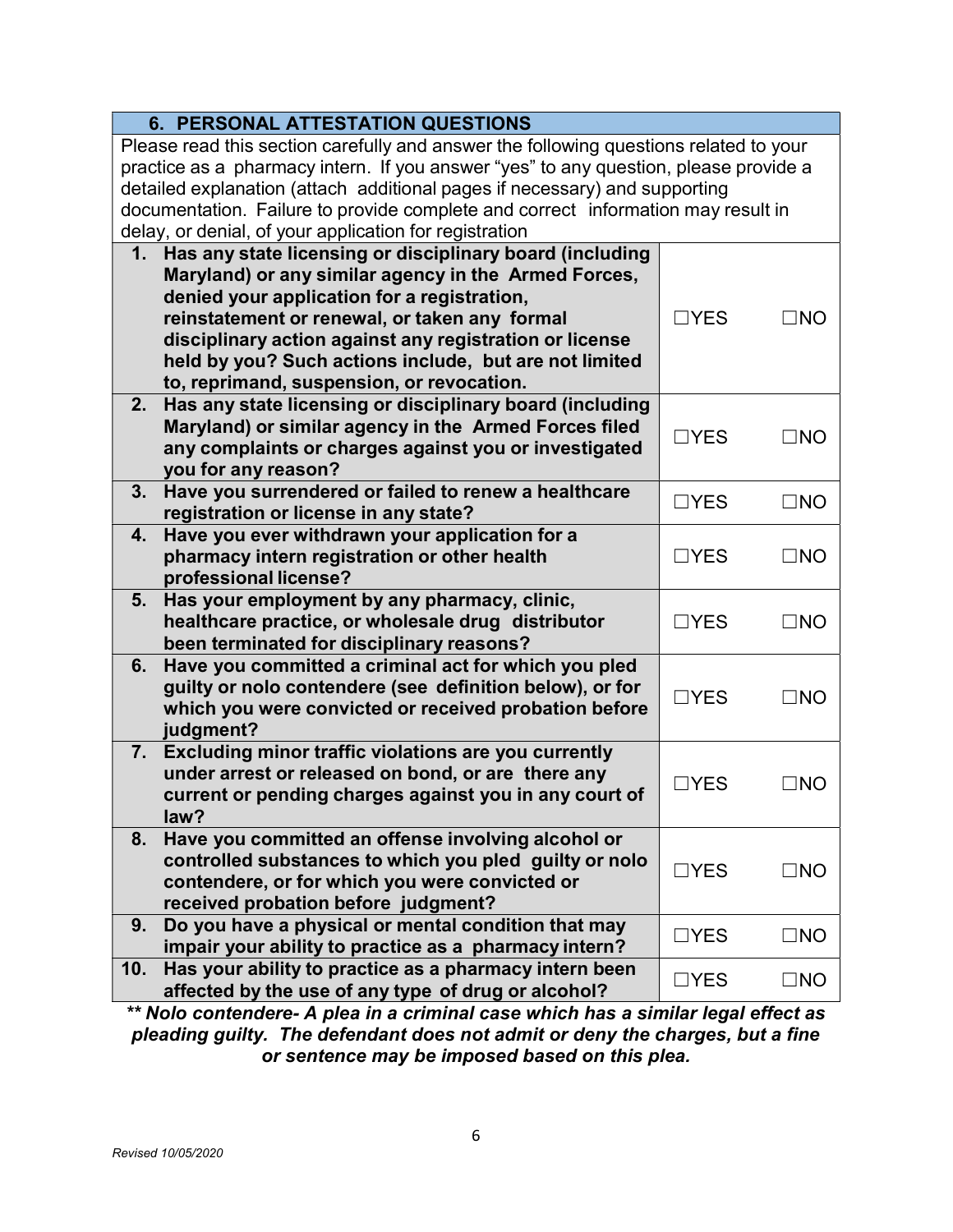## 6. PERSONAL ATTESTATION QUESTIONS

Please read this section carefully and answer the following questions related to your practice as a pharmacy intern. If you answer "yes" to any question, please provide a detailed explanation (attach additional pages if necessary) and supporting documentation. Failure to provide complete and correct information may result in delay, or denial, of your application for registration

| # | Question | Yes | No |
|---|---|---|---|
| 1. | **Has any state licensing or disciplinary board (including Maryland) or any similar agency in the Armed Forces, denied your application for a registration, reinstatement or renewal, or taken any formal disciplinary action against any registration or license held by you? Such actions include, but are not limited to, reprimand, suspension, or revocation.** | ☐YES | ☐NO |
| 2. | **Has any state licensing or disciplinary board (including Maryland) or similar agency in the Armed Forces filed any complaints or charges against you or investigated you for any reason?** | ☐YES | ☐NO |
| 3. | **Have you surrendered or failed to renew a healthcare registration or license in any state?** | ☐YES | ☐NO |
| 4. | **Have you ever withdrawn your application for a pharmacy intern registration or other health professional license?** | ☐YES | ☐NO |
| 5. | **Has your employment by any pharmacy, clinic, healthcare practice, or wholesale drug distributor been terminated for disciplinary reasons?** | ☐YES | ☐NO |
| 6. | **Have you committed a criminal act for which you pled guilty or nolo contendere (see definition below), or for which you were convicted or received probation before judgment?** | ☐YES | ☐NO |
| 7. | **Excluding minor traffic violations are you currently under arrest or released on bond, or are there any current or pending charges against you in any court of law?** | ☐YES | ☐NO |
| 8. | **Have you committed an offense involving alcohol or controlled substances to which you pled guilty or nolo contendere, or for which you were convicted or received probation before judgment?** | ☐YES | ☐NO |
| 9. | **Do you have a physical or mental condition that may impair your ability to practice as a pharmacy intern?** | ☐YES | ☐NO |
| 10. | **Has your ability to practice as a pharmacy intern been affected by the use of any type of drug or alcohol?** | ☐YES | ☐NO |

***\*\* Nolo contendere- A plea in a criminal case which has a similar legal effect as pleading guilty. The defendant does not admit or deny the charges, but a fine or sentence may be imposed based on this plea.***

*Revised 10/05/2020*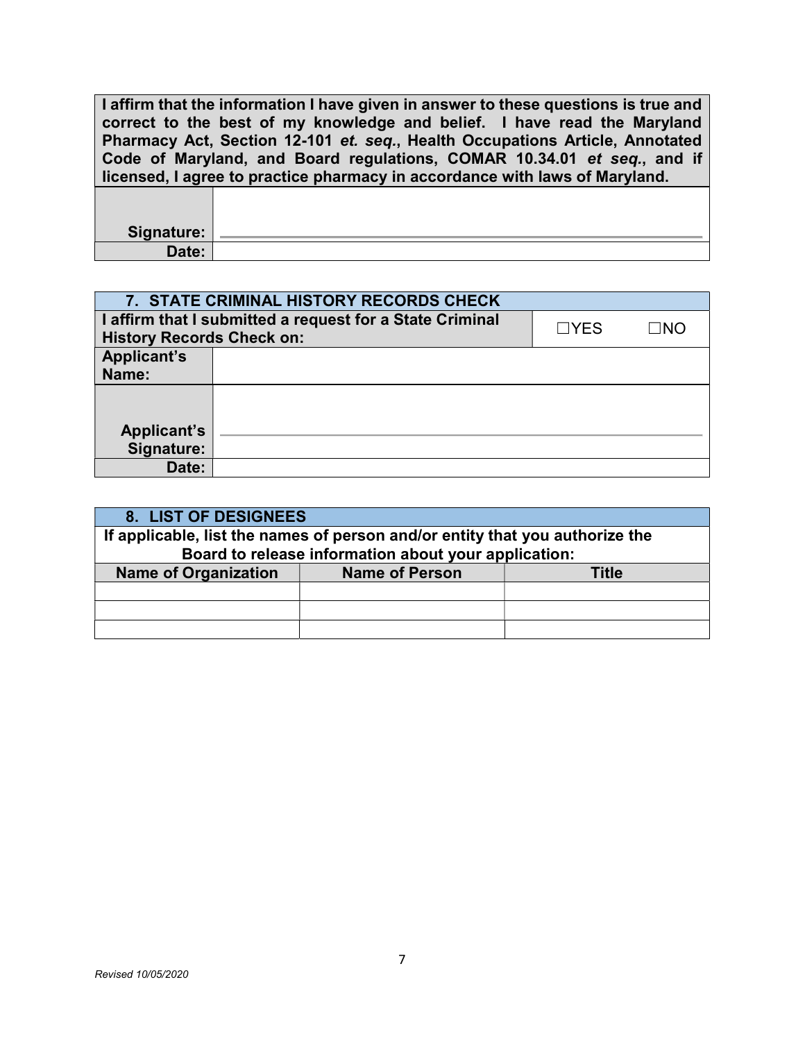| **I affirm that the information I have given in answer to these questions is true and correct to the best of my knowledge and belief. I have read the Maryland Pharmacy Act, Section 12-101 *et. seq.*, Health Occupations Article, Annotated Code of Maryland, and Board regulations, COMAR 10.34.01 *et seq.*, and if licensed, I agree to practice pharmacy in accordance with laws of Maryland.** | |
|---|---|
| **Signature:** | |
| **Date:** | |

| **7. STATE CRIMINAL HISTORY RECORDS CHECK** | | |
|---|---|---|
| **I affirm that I submitted a request for a State Criminal History Records Check on:** | ☐YES | ☐NO |
| **Applicant's Name:** | | |
| **Applicant's Signature:** | | |
| **Date:** | | |

| **8. LIST OF DESIGNEES** | | |
|---|---|---|
| **If applicable, list the names of person and/or entity that you authorize the Board to release information about your application:** | | |
| **Name of Organization** | **Name of Person** | **Title** |
| | | |
| | | |
| | | |

*Revised 10/05/2020*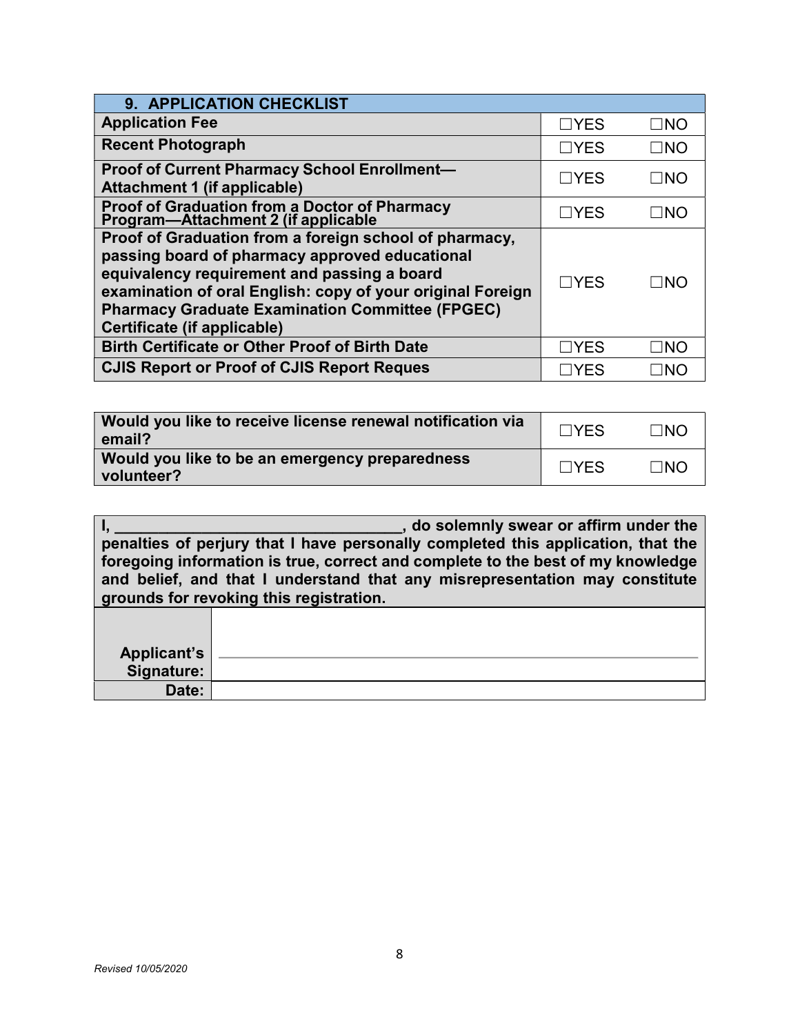| 9. APPLICATION CHECKLIST | | |
|---|---|---|
| **Application Fee** | ☐YES | ☐NO |
| **Recent Photograph** | ☐YES | ☐NO |
| **Proof of Current Pharmacy School Enrollment—Attachment 1 (if applicable)** | ☐YES | ☐NO |
| **Proof of Graduation from a Doctor of Pharmacy Program—Attachment 2 (if applicable** | ☐YES | ☐NO |
| **Proof of Graduation from a foreign school of pharmacy, passing board of pharmacy approved educational equivalency requirement and passing a board examination of oral English: copy of your original Foreign Pharmacy Graduate Examination Committee (FPGEC) Certificate (if applicable)** | ☐YES | ☐NO |
| **Birth Certificate or Other Proof of Birth Date** | ☐YES | ☐NO |
| **CJIS Report or Proof of CJIS Report Reques** | ☐YES | ☐NO |

| | | |
|---|---|---|
| **Would you like to receive license renewal notification via email?** | ☐YES | ☐NO |
| **Would you like to be an emergency preparedness volunteer?** | ☐YES | ☐NO |

**I, ________________________________, do solemnly swear or affirm under the penalties of perjury that I have personally completed this application, that the foregoing information is true, correct and complete to the best of my knowledge and belief, and that I understand that any misrepresentation may constitute grounds for revoking this registration.**

| | |
|---|---|
| **Applicant's Signature:** | |
| **Date:** | |

*Revised 10/05/2020*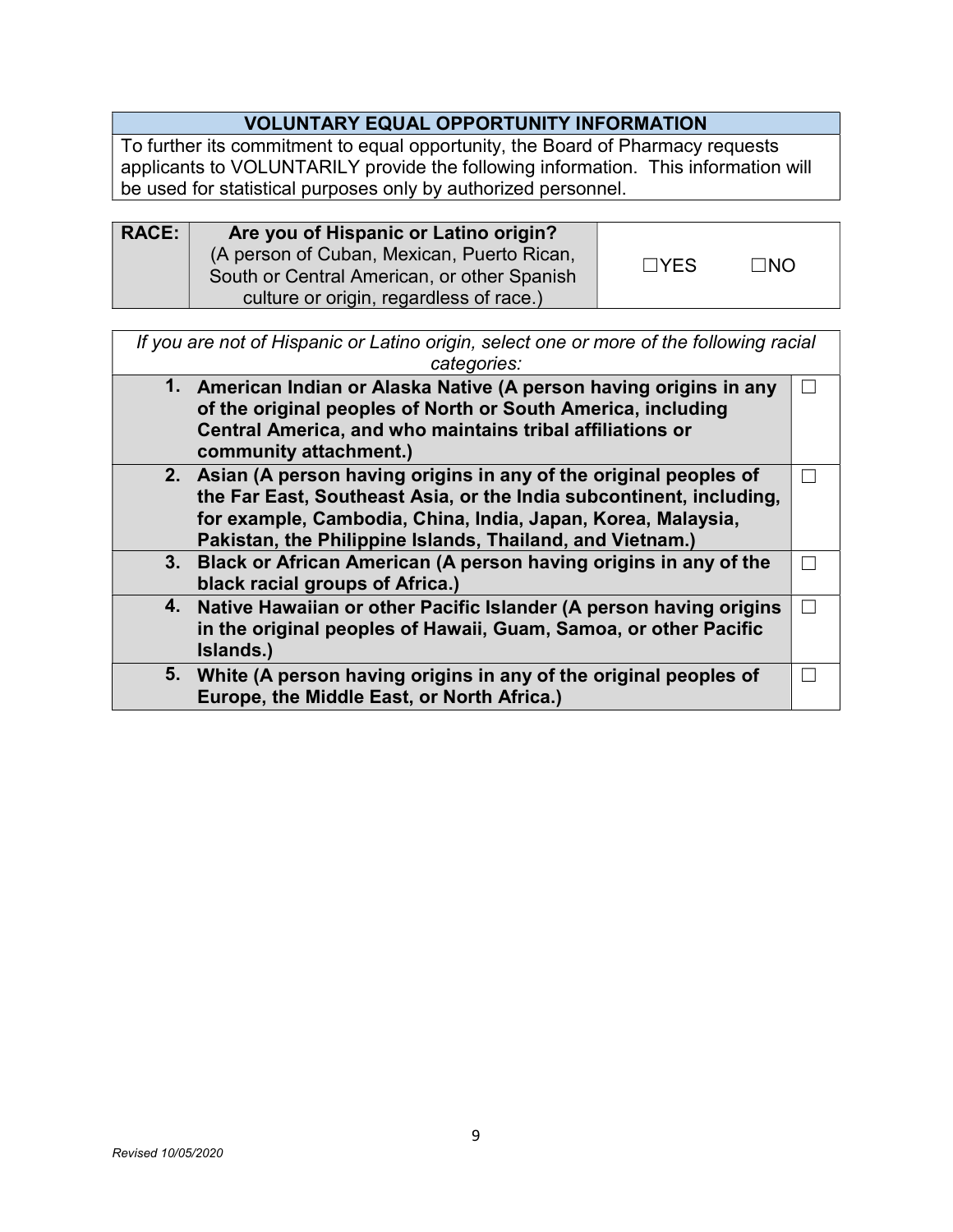## VOLUNTARY EQUAL OPPORTUNITY INFORMATION

To further its commitment to equal opportunity, the Board of Pharmacy requests applicants to VOLUNTARILY provide the following information. This information will be used for statistical purposes only by authorized personnel.

| **RACE:** | **Are you of Hispanic or Latino origin?** (A person of Cuban, Mexican, Puerto Rican, South or Central American, or other Spanish culture or origin, regardless of race.) | ☐YES ☐NO |
|---|---|---|

| *If you are not of Hispanic or Latino origin, select one or more of the following racial categories:* | |
|---|---|
| **1. American Indian or Alaska Native (A person having origins in any of the original peoples of North or South America, including Central America, and who maintains tribal affiliations or community attachment.)** | ☐ |
| **2. Asian (A person having origins in any of the original peoples of the Far East, Southeast Asia, or the India subcontinent, including, for example, Cambodia, China, India, Japan, Korea, Malaysia, Pakistan, the Philippine Islands, Thailand, and Vietnam.)** | ☐ |
| **3. Black or African American (A person having origins in any of the black racial groups of Africa.)** | ☐ |
| **4. Native Hawaiian or other Pacific Islander (A person having origins in the original peoples of Hawaii, Guam, Samoa, or other Pacific Islands.)** | ☐ |
| **5. White (A person having origins in any of the original peoples of Europe, the Middle East, or North Africa.)** | ☐ |

*Revised 10/05/2020*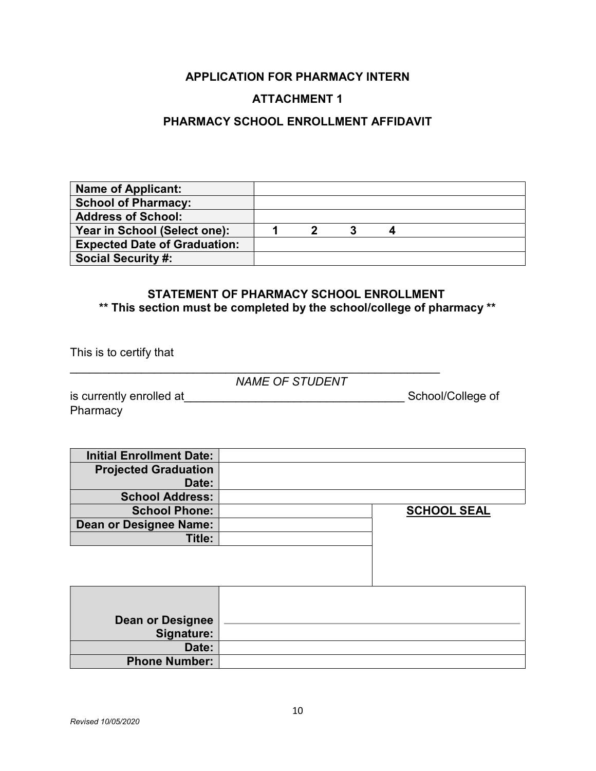# APPLICATION FOR PHARMACY INTERN

## ATTACHMENT 1

## PHARMACY SCHOOL ENROLLMENT AFFIDAVIT

| **Name of Applicant:** | |
|---|---|
| **School of Pharmacy:** | |
| **Address of School:** | |
| **Year in School (Select one):** | **1 2 3 4** |
| **Expected Date of Graduation:** | |
| **Social Security #:** | |

### STATEMENT OF PHARMACY SCHOOL ENROLLMENT

**\*\* This section must be completed by the school/college of pharmacy \*\***

This is to certify that

\_\_\_\_\_\_\_\_\_\_\_\_\_\_\_\_\_\_\_\_\_\_\_\_\_\_\_\_\_\_\_\_\_\_\_\_\_\_\_\_\_\_\_\_\_\_\_\_\_\_\_\_\_\_\_\_

*NAME OF STUDENT*

is currently enrolled at\_\_\_\_\_\_\_\_\_\_\_\_\_\_\_\_\_\_\_\_\_\_\_\_\_\_\_\_\_\_\_\_\_\_ School/College of Pharmacy

| **Initial Enrollment Date:** | | |
|---|---|---|
| **Projected Graduation Date:** | | |
| **School Address:** | | |
| **School Phone:** | | **SCHOOL SEAL** |
| **Dean or Designee Name:** | | |
| **Title:** | | |

| **Dean or Designee Signature:** | \_\_\_\_\_\_\_\_\_\_\_\_\_\_\_\_\_\_\_\_\_\_\_\_\_\_\_\_\_\_\_\_\_\_\_\_\_\_ |
|---|---|
| **Date:** | |
| **Phone Number:** | |

*Revised 10/05/2020*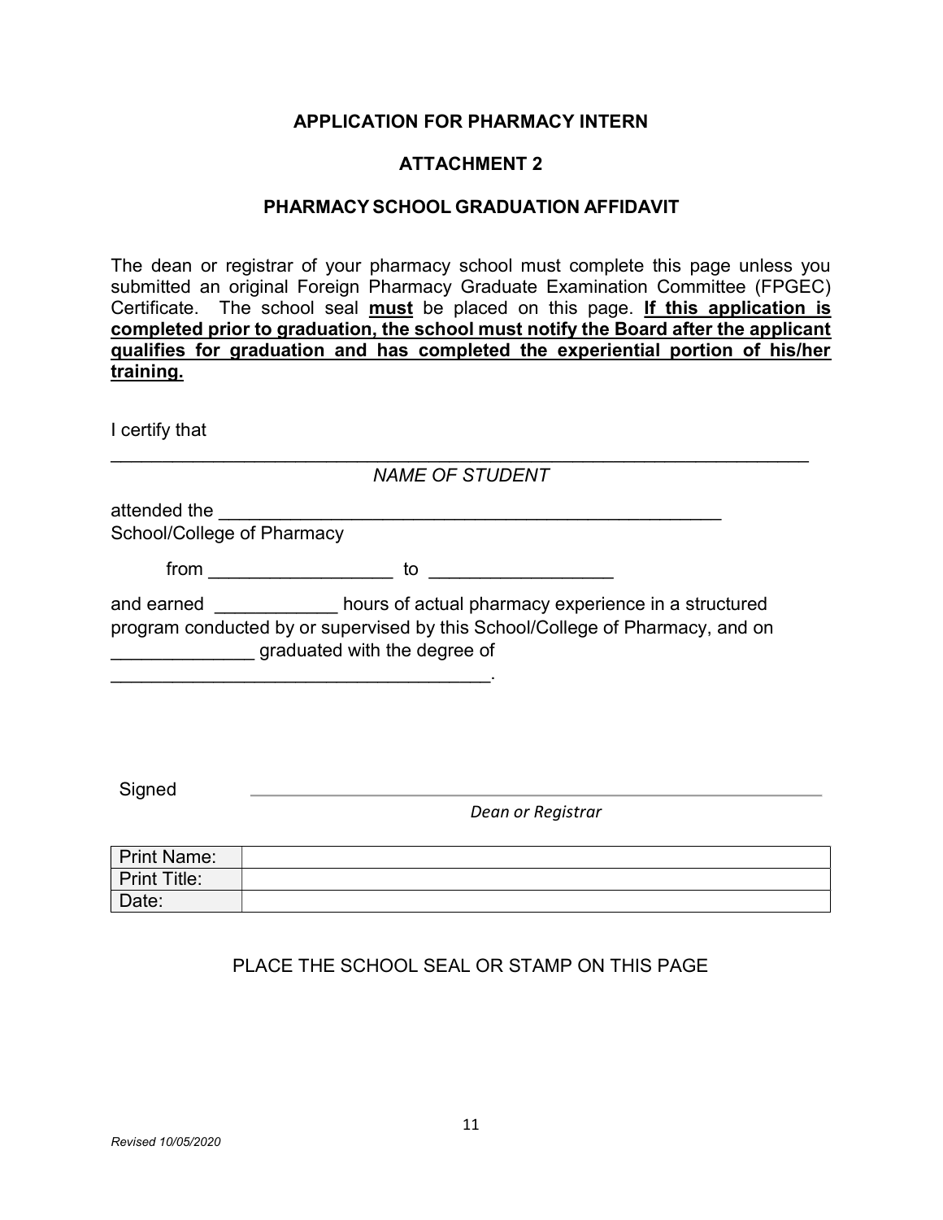# APPLICATION FOR PHARMACY INTERN

## ATTACHMENT 2

## PHARMACY SCHOOL GRADUATION AFFIDAVIT

The dean or registrar of your pharmacy school must complete this page unless you submitted an original Foreign Pharmacy Graduate Examination Committee (FPGEC) Certificate. The school seal **must** be placed on this page. **If this application is completed prior to graduation, the school must notify the Board after the applicant qualifies for graduation and has completed the experiential portion of his/her training.**

I certify that

______________________________________________________________________

*NAME OF STUDENT*

attended the __________________________________________________
School/College of Pharmacy

from __________________ to __________________

and earned ____________ hours of actual pharmacy experience in a structured program conducted by or supervised by this School/College of Pharmacy, and on ______________ graduated with the degree of ______________________________________.

Signed ____________________________________________________________

*Dean or Registrar*

| | |
|---|---|
| Print Name: | |
| Print Title: | |
| Date: | |

PLACE THE SCHOOL SEAL OR STAMP ON THIS PAGE

*Revised 10/05/2020*